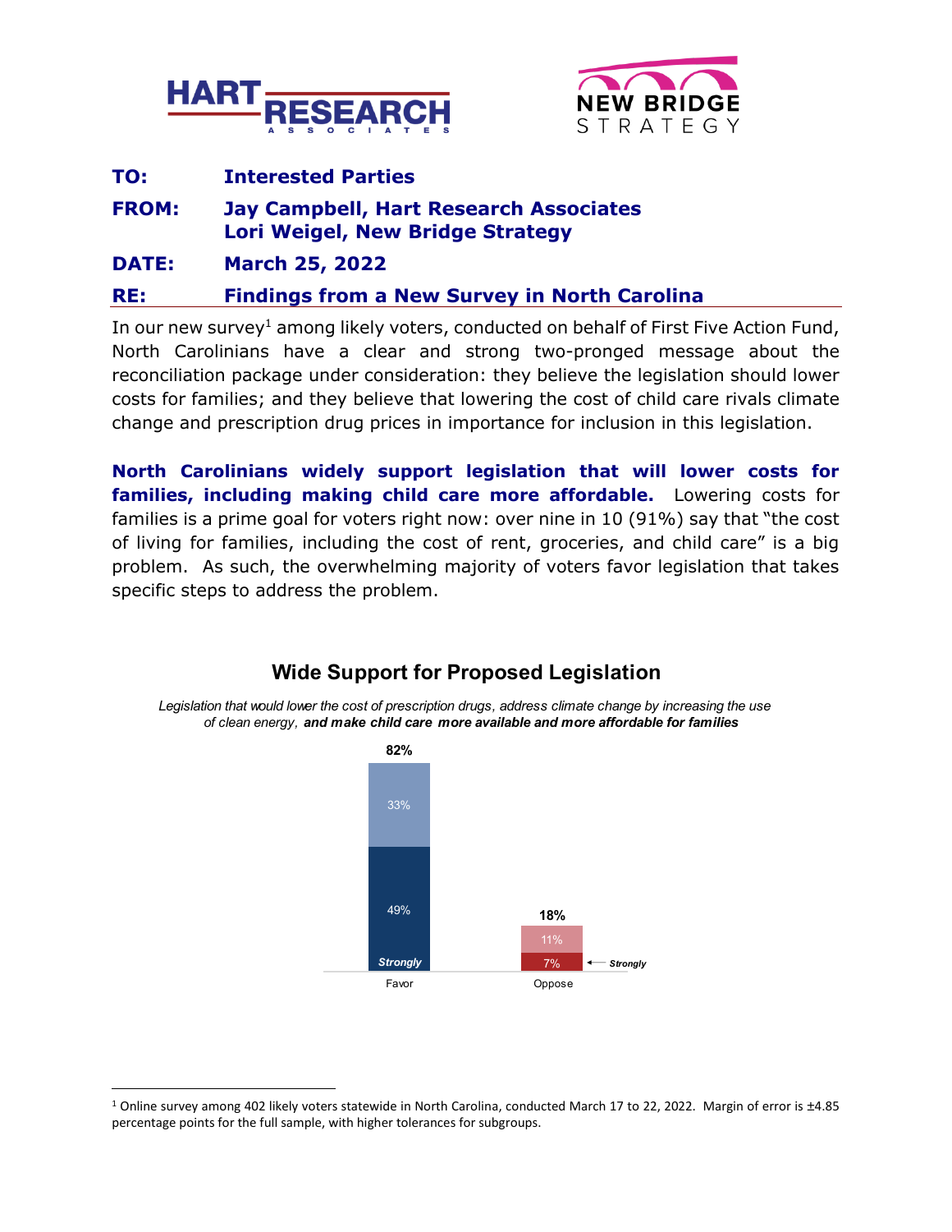HART RESEARCH ASSOCIATES

NEW BRIDGE STRATEGY

**TO:** Interested Parties

**FROM:** Jay Campbell, Hart Research Associates
Lori Weigel, New Bridge Strategy

**DATE:** March 25, 2022

**RE:** Findings from a New Survey in North Carolina

In our new survey[1] among likely voters, conducted on behalf of First Five Action Fund, North Carolinians have a clear and strong two-pronged message about the reconciliation package under consideration: they believe the legislation should lower costs for families; and they believe that lowering the cost of child care rivals climate change and prescription drug prices in importance for inclusion in this legislation.

**North Carolinians widely support legislation that will lower costs for families, including making child care more affordable.** Lowering costs for families is a prime goal for voters right now: over nine in 10 (91%) say that "the cost of living for families, including the cost of rent, groceries, and child care" is a big problem. As such, the overwhelming majority of voters favor legislation that takes specific steps to address the problem.

**Wide Support for Proposed Legislation**

*Legislation that would lower the cost of prescription drugs, address climate change by increasing the use of clean energy, **and make child care more available and more affordable for families***

| | Favor | Oppose |
|---|---|---|
| Total | 82% | 18% |
| Strongly | 49% | 7% |
| Somewhat | 33% | 11% |

[1] Online survey among 402 likely voters statewide in North Carolina, conducted March 17 to 22, 2022. Margin of error is ±4.85 percentage points for the full sample, with higher tolerances for subgroups.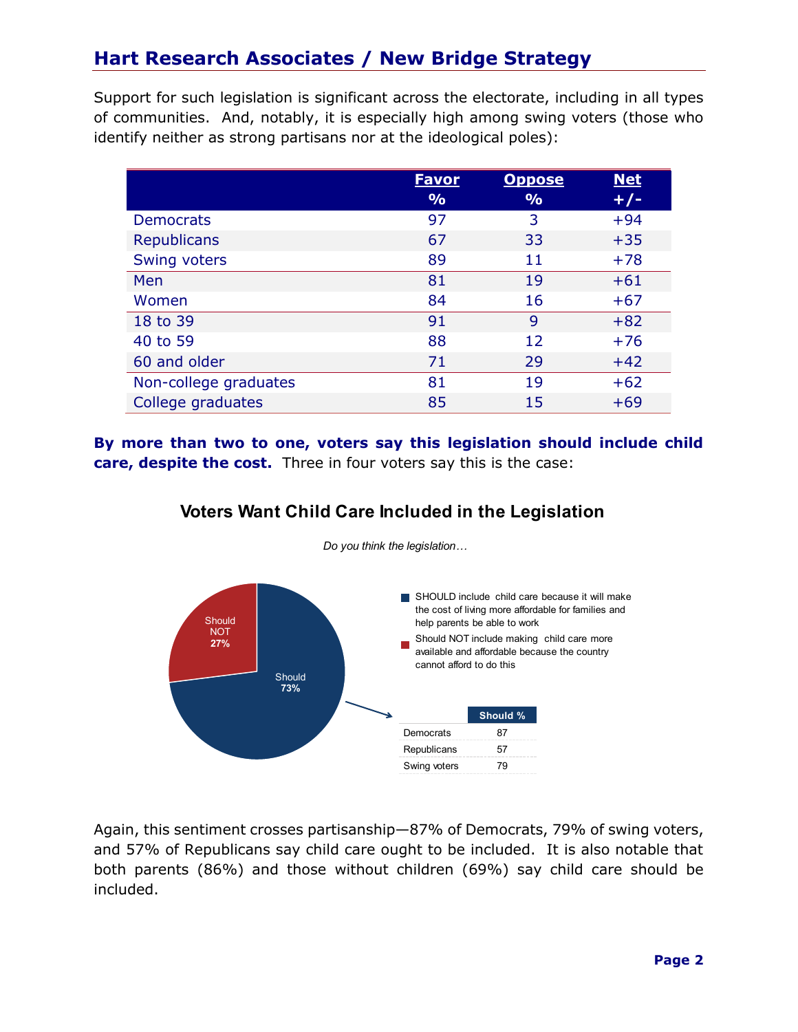Support for such legislation is significant across the electorate, including in all types of communities. And, notably, it is especially high among swing voters (those who identify neither as strong partisans nor at the ideological poles):

| | Favor % | Oppose % | Net +/- |
|---|---|---|---|
| Democrats | 97 | 3 | +94 |
| Republicans | 67 | 33 | +35 |
| Swing voters | 89 | 11 | +78 |
| Men | 81 | 19 | +61 |
| Women | 84 | 16 | +67 |
| 18 to 39 | 91 | 9 | +82 |
| 40 to 59 | 88 | 12 | +76 |
| 60 and older | 71 | 29 | +42 |
| Non-college graduates | 81 | 19 | +62 |
| College graduates | 85 | 15 | +69 |

**By more than two to one, voters say this legislation should include child care, despite the cost.** Three in four voters say this is the case:

## Voters Want Child Care Included in the Legislation

*Do you think the legislation…*

- SHOULD include child care because it will make the cost of living more affordable for families and help parents be able to work: **Should 73%**
- Should NOT include making child care more available and affordable because the country cannot afford to do this: **Should NOT 27%**

| | Should % |
|---|---|
| Democrats | 87 |
| Republicans | 57 |
| Swing voters | 79 |

Again, this sentiment crosses partisanship—87% of Democrats, 79% of swing voters, and 57% of Republicans say child care ought to be included. It is also notable that both parents (86%) and those without children (69%) say child care should be included.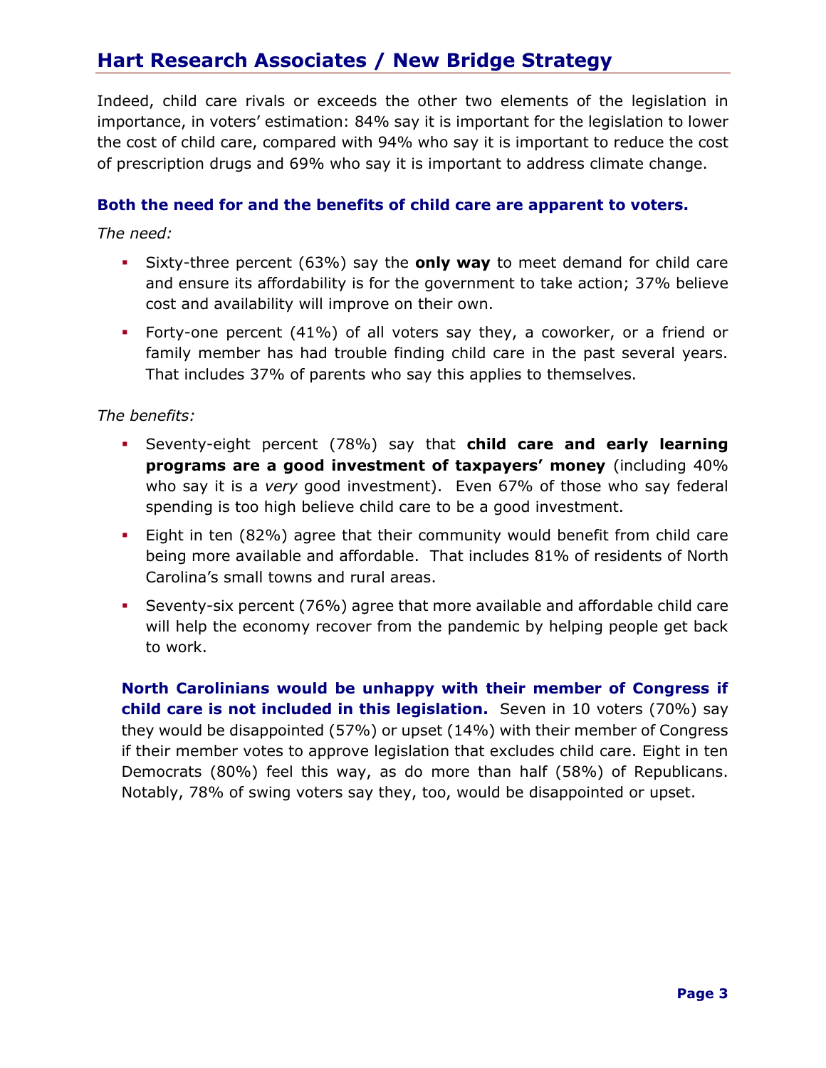Indeed, child care rivals or exceeds the other two elements of the legislation in importance, in voters' estimation: 84% say it is important for the legislation to lower the cost of child care, compared with 94% who say it is important to reduce the cost of prescription drugs and 69% who say it is important to address climate change.

**Both the need for and the benefits of child care are apparent to voters.**

*The need:*

- Sixty-three percent (63%) say the **only way** to meet demand for child care and ensure its affordability is for the government to take action; 37% believe cost and availability will improve on their own.
- Forty-one percent (41%) of all voters say they, a coworker, or a friend or family member has had trouble finding child care in the past several years. That includes 37% of parents who say this applies to themselves.

*The benefits:*

- Seventy-eight percent (78%) say that **child care and early learning programs are a good investment of taxpayers' money** (including 40% who say it is a *very* good investment). Even 67% of those who say federal spending is too high believe child care to be a good investment.
- Eight in ten (82%) agree that their community would benefit from child care being more available and affordable. That includes 81% of residents of North Carolina's small towns and rural areas.
- Seventy-six percent (76%) agree that more available and affordable child care will help the economy recover from the pandemic by helping people get back to work.

**North Carolinians would be unhappy with their member of Congress if child care is not included in this legislation.** Seven in 10 voters (70%) say they would be disappointed (57%) or upset (14%) with their member of Congress if their member votes to approve legislation that excludes child care. Eight in ten Democrats (80%) feel this way, as do more than half (58%) of Republicans. Notably, 78% of swing voters say they, too, would be disappointed or upset.